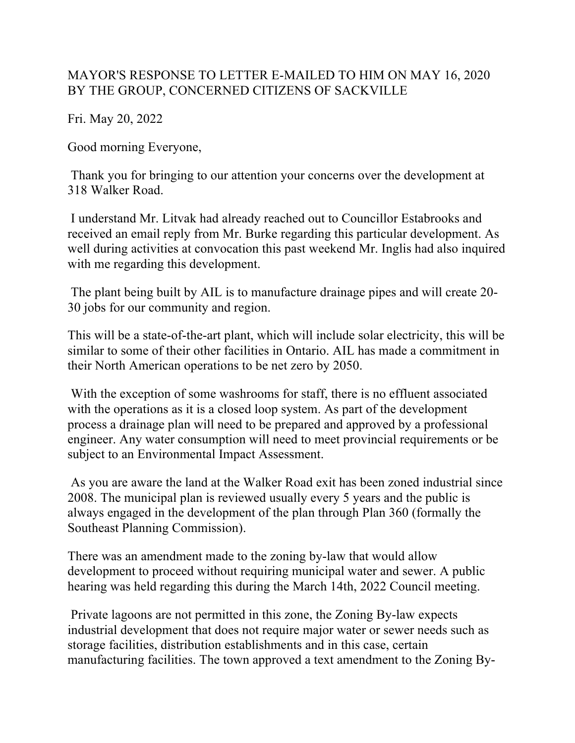MAYOR'S RESPONSE TO LETTER E-MAILED TO HIM ON MAY 16, 2020 BY THE GROUP, CONCERNED CITIZENS OF SACKVILLE

Fri. May 20, 2022

Good morning Everyone,

Thank you for bringing to our attention your concerns over the development at 318 Walker Road.

I understand Mr. Litvak had already reached out to Councillor Estabrooks and received an email reply from Mr. Burke regarding this particular development. As well during activities at convocation this past weekend Mr. Inglis had also inquired with me regarding this development.

The plant being built by AIL is to manufacture drainage pipes and will create 20-30 jobs for our community and region.

This will be a state-of-the-art plant, which will include solar electricity, this will be similar to some of their other facilities in Ontario. AIL has made a commitment in their North American operations to be net zero by 2050.

With the exception of some washrooms for staff, there is no effluent associated with the operations as it is a closed loop system. As part of the development process a drainage plan will need to be prepared and approved by a professional engineer. Any water consumption will need to meet provincial requirements or be subject to an Environmental Impact Assessment.

As you are aware the land at the Walker Road exit has been zoned industrial since 2008. The municipal plan is reviewed usually every 5 years and the public is always engaged in the development of the plan through Plan 360 (formally the Southeast Planning Commission).

There was an amendment made to the zoning by-law that would allow development to proceed without requiring municipal water and sewer. A public hearing was held regarding this during the March 14th, 2022 Council meeting.

Private lagoons are not permitted in this zone, the Zoning By-law expects industrial development that does not require major water or sewer needs such as storage facilities, distribution establishments and in this case, certain manufacturing facilities. The town approved a text amendment to the Zoning By-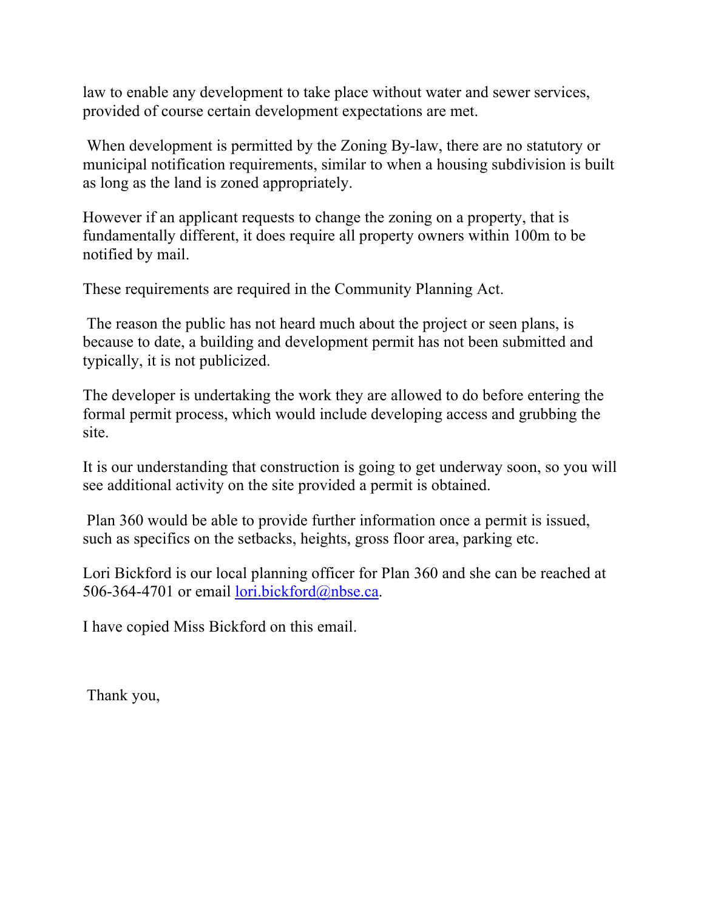law to enable any development to take place without water and sewer services, provided of course certain development expectations are met.

When development is permitted by the Zoning By-law, there are no statutory or municipal notification requirements, similar to when a housing subdivision is built as long as the land is zoned appropriately.

However if an applicant requests to change the zoning on a property, that is fundamentally different, it does require all property owners within 100m to be notified by mail.

These requirements are required in the Community Planning Act.

The reason the public has not heard much about the project or seen plans, is because to date, a building and development permit has not been submitted and typically, it is not publicized.

The developer is undertaking the work they are allowed to do before entering the formal permit process, which would include developing access and grubbing the site.

It is our understanding that construction is going to get underway soon, so you will see additional activity on the site provided a permit is obtained.

Plan 360 would be able to provide further information once a permit is issued, such as specifics on the setbacks, heights, gross floor area, parking etc.

Lori Bickford is our local planning officer for Plan 360 and she can be reached at 506-364-4701 or email lori.bickford@nbse.ca.

I have copied Miss Bickford on this email.

Thank you,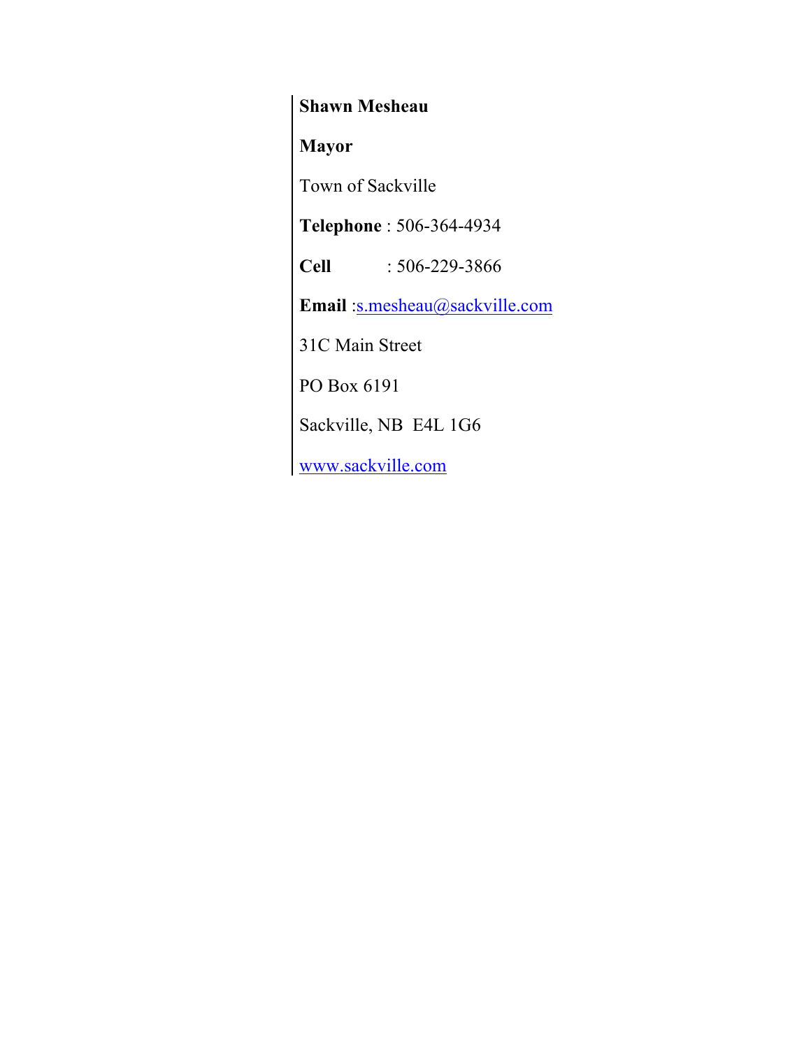**Shawn Mesheau**

**Mayor**

Town of Sackville

**Telephone** : 506-364-4934

**Cell** : 506-229-3866

**Email** :s.mesheau@sackville.com

31C Main Street

PO Box 6191

Sackville, NB E4L 1G6

www.sackville.com